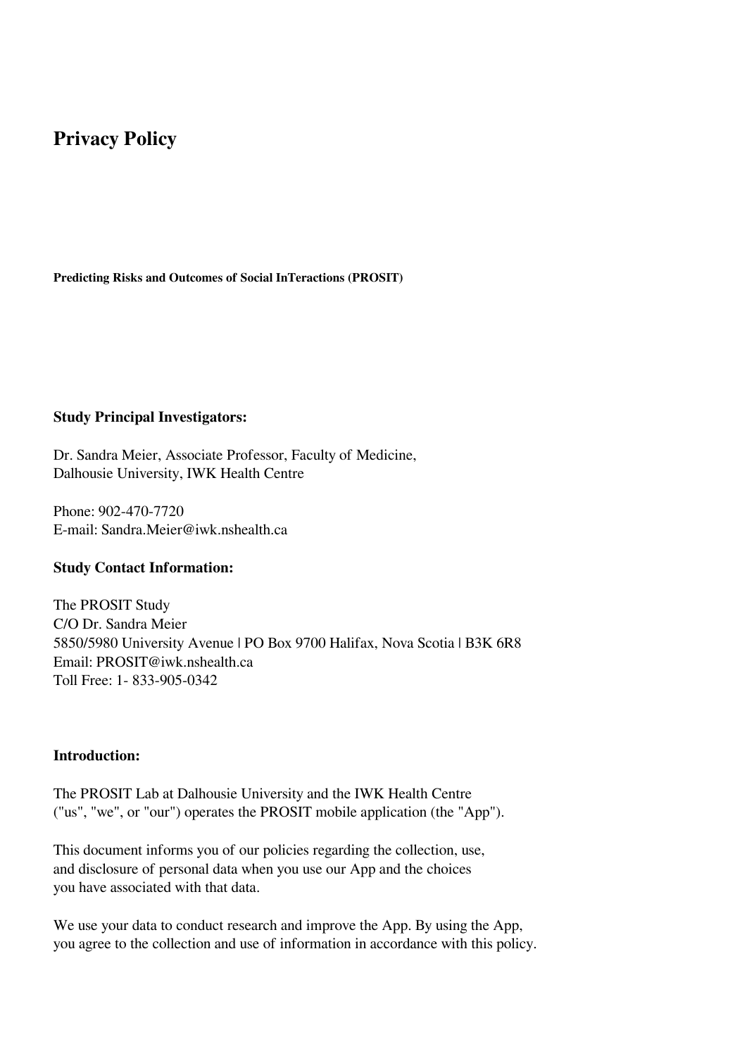# Privacy Policy

**Predicting Risks and Outcomes of Social InTeractions (PROSIT)**

**Study Principal Investigators:**

Dr. Sandra Meier, Associate Professor, Faculty of Medicine,
Dalhousie University, IWK Health Centre

Phone: 902-470-7720
E-mail: Sandra.Meier@iwk.nshealth.ca

**Study Contact Information:**

The PROSIT Study
C/O Dr. Sandra Meier
5850/5980 University Avenue | PO Box 9700 Halifax, Nova Scotia | B3K 6R8
Email: PROSIT@iwk.nshealth.ca
Toll Free: 1- 833-905-0342

**Introduction:**

The PROSIT Lab at Dalhousie University and the IWK Health Centre ("us", "we", or "our") operates the PROSIT mobile application (the "App").

This document informs you of our policies regarding the collection, use, and disclosure of personal data when you use our App and the choices you have associated with that data.

We use your data to conduct research and improve the App. By using the App, you agree to the collection and use of information in accordance with this policy.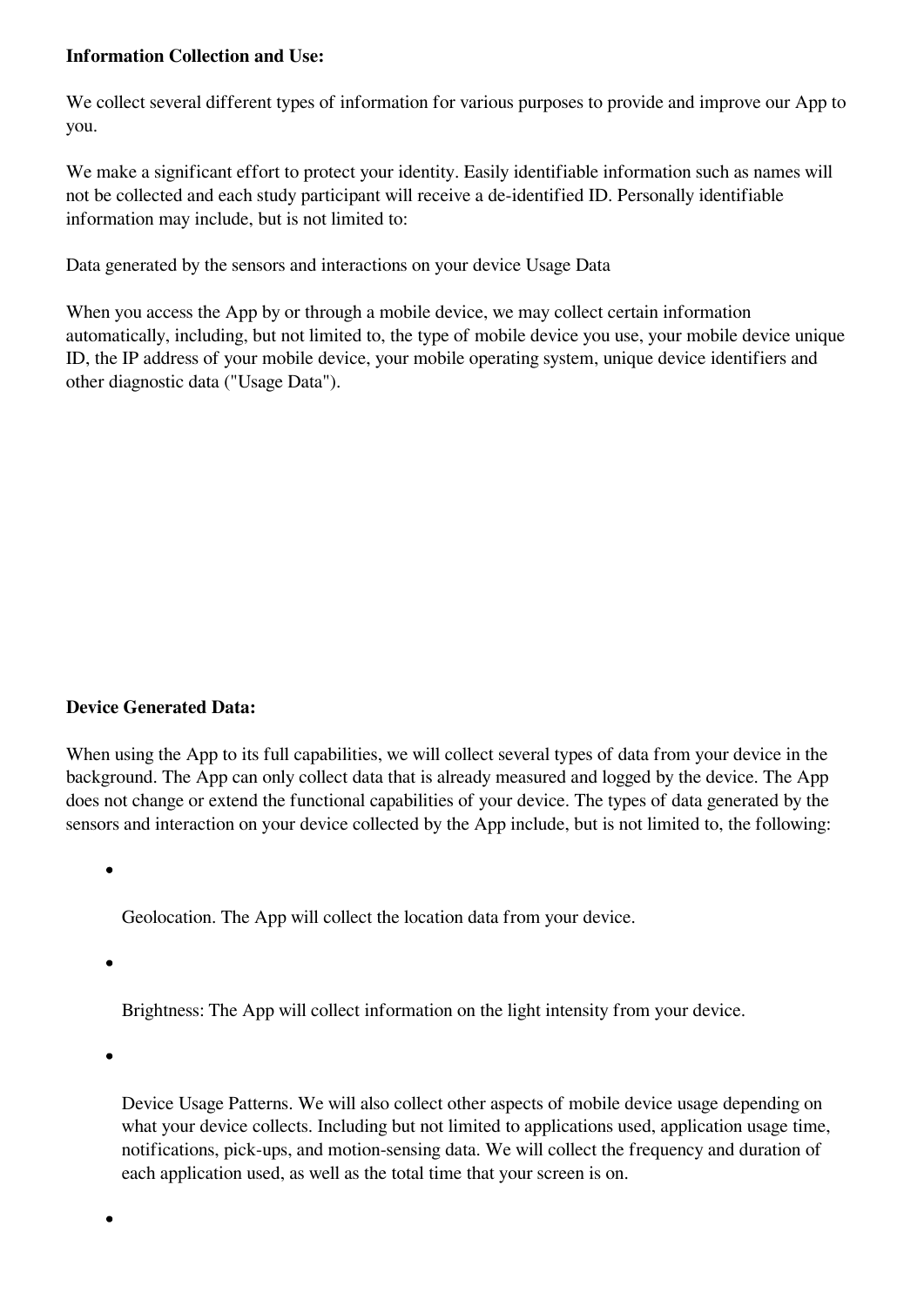**Information Collection and Use:**

We collect several different types of information for various purposes to provide and improve our App to you.

We make a significant effort to protect your identity. Easily identifiable information such as names will not be collected and each study participant will receive a de-identified ID. Personally identifiable information may include, but is not limited to:

Data generated by the sensors and interactions on your device Usage Data

When you access the App by or through a mobile device, we may collect certain information automatically, including, but not limited to, the type of mobile device you use, your mobile device unique ID, the IP address of your mobile device, your mobile operating system, unique device identifiers and other diagnostic data ("Usage Data").

**Device Generated Data:**

When using the App to its full capabilities, we will collect several types of data from your device in the background. The App can only collect data that is already measured and logged by the device. The App does not change or extend the functional capabilities of your device. The types of data generated by the sensors and interaction on your device collected by the App include, but is not limited to, the following:

- Geolocation. The App will collect the location data from your device.
- Brightness: The App will collect information on the light intensity from your device.
- Device Usage Patterns. We will also collect other aspects of mobile device usage depending on what your device collects. Including but not limited to applications used, application usage time, notifications, pick-ups, and motion-sensing data. We will collect the frequency and duration of each application used, as well as the total time that your screen is on.
-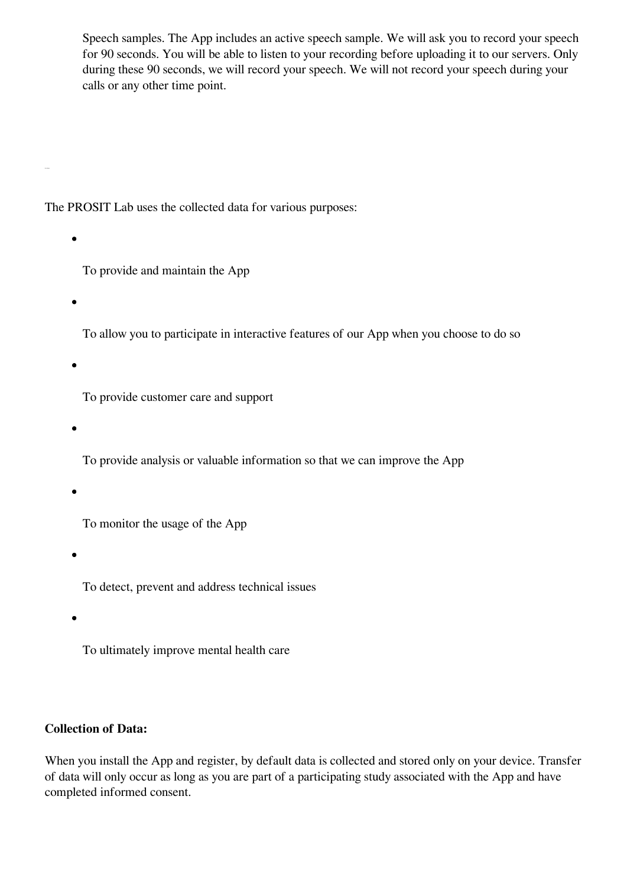Speech samples. The App includes an active speech sample. We will ask you to record your speech for 90 seconds. You will be able to listen to your recording before uploading it to our servers. Only during these 90 seconds, we will record your speech. We will not record your speech during your calls or any other time point.

The PROSIT Lab uses the collected data for various purposes:

- To provide and maintain the App
- To allow you to participate in interactive features of our App when you choose to do so
- To provide customer care and support
- To provide analysis or valuable information so that we can improve the App
- To monitor the usage of the App
- To detect, prevent and address technical issues
- To ultimately improve mental health care

**Collection of Data:**

When you install the App and register, by default data is collected and stored only on your device. Transfer of data will only occur as long as you are part of a participating study associated with the App and have completed informed consent.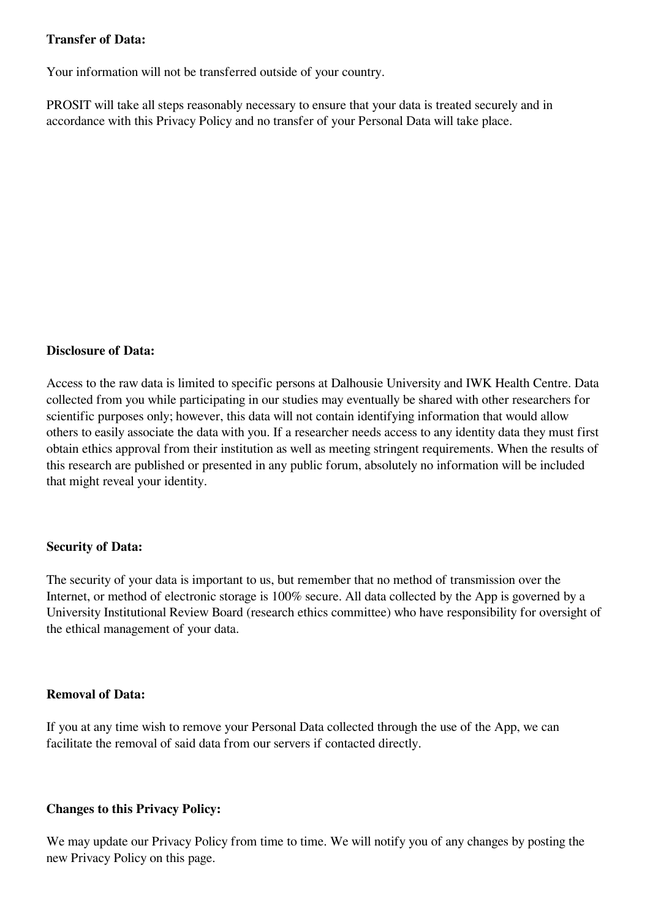**Transfer of Data:**

Your information will not be transferred outside of your country.

PROSIT will take all steps reasonably necessary to ensure that your data is treated securely and in accordance with this Privacy Policy and no transfer of your Personal Data will take place.

**Disclosure of Data:**

Access to the raw data is limited to specific persons at Dalhousie University and IWK Health Centre. Data collected from you while participating in our studies may eventually be shared with other researchers for scientific purposes only; however, this data will not contain identifying information that would allow others to easily associate the data with you. If a researcher needs access to any identity data they must first obtain ethics approval from their institution as well as meeting stringent requirements. When the results of this research are published or presented in any public forum, absolutely no information will be included that might reveal your identity.

**Security of Data:**

The security of your data is important to us, but remember that no method of transmission over the Internet, or method of electronic storage is 100% secure. All data collected by the App is governed by a University Institutional Review Board (research ethics committee) who have responsibility for oversight of the ethical management of your data.

**Removal of Data:**

If you at any time wish to remove your Personal Data collected through the use of the App, we can facilitate the removal of said data from our servers if contacted directly.

**Changes to this Privacy Policy:**

We may update our Privacy Policy from time to time. We will notify you of any changes by posting the new Privacy Policy on this page.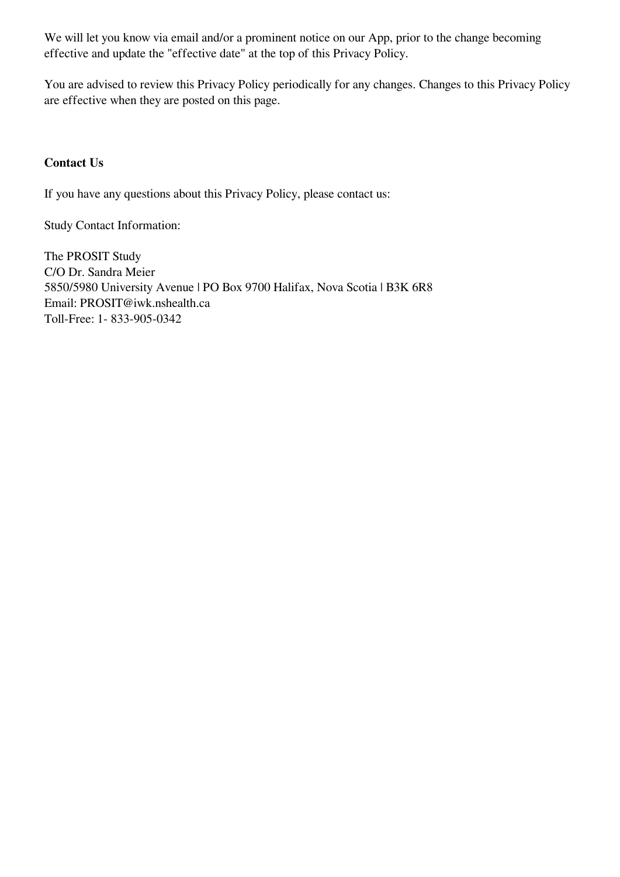We will let you know via email and/or a prominent notice on our App, prior to the change becoming effective and update the "effective date" at the top of this Privacy Policy.

You are advised to review this Privacy Policy periodically for any changes. Changes to this Privacy Policy are effective when they are posted on this page.

**Contact Us**

If you have any questions about this Privacy Policy, please contact us:

Study Contact Information:

The PROSIT Study  
C/O Dr. Sandra Meier  
5850/5980 University Avenue | PO Box 9700 Halifax, Nova Scotia | B3K 6R8  
Email: PROSIT@iwk.nshealth.ca  
Toll-Free: 1- 833-905-0342